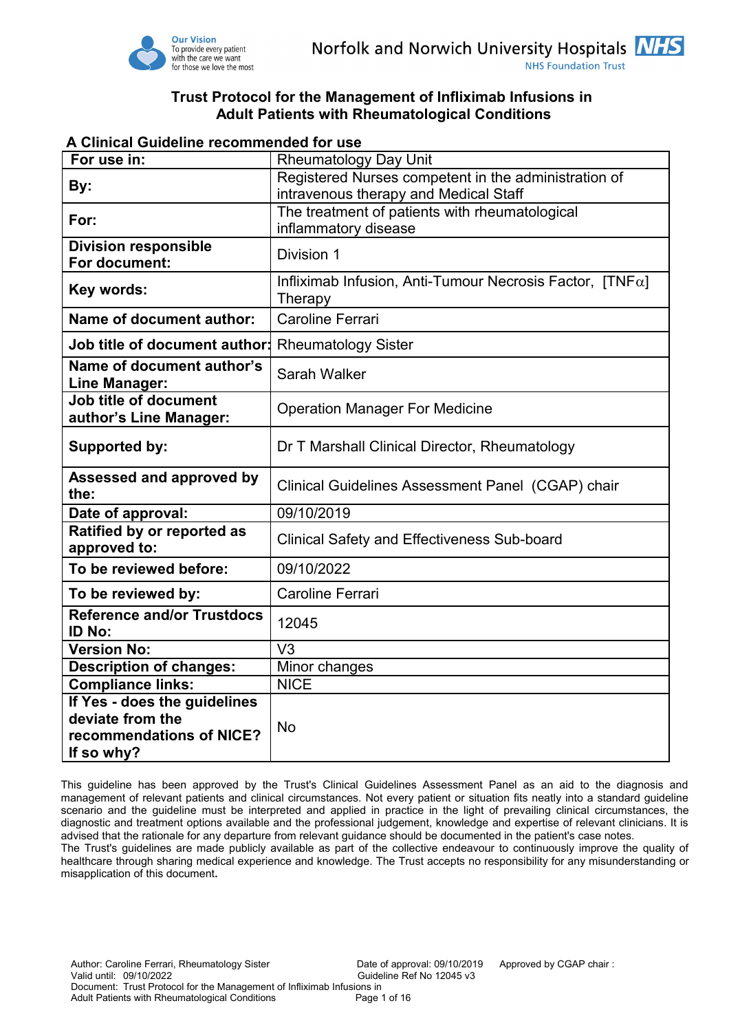Our Vision
To provide every patient with the care we want for those we love the most

Norfolk and Norwich University Hospitals NHS Foundation Trust

# Trust Protocol for the Management of Infliximab Infusions in Adult Patients with Rheumatological Conditions

## A Clinical Guideline recommended for use

| | |
|---|---|
| **For use in:** | Rheumatology Day Unit |
| **By:** | Registered Nurses competent in the administration of intravenous therapy and Medical Staff |
| **For:** | The treatment of patients with rheumatological inflammatory disease |
| **Division responsible For document:** | Division 1 |
| **Key words:** | Infliximab Infusion, Anti-Tumour Necrosis Factor, [TNF$\alpha$] Therapy |
| **Name of document author:** | Caroline Ferrari |
| **Job title of document author:** | Rheumatology Sister |
| **Name of document author's Line Manager:** | Sarah Walker |
| **Job title of document author's Line Manager:** | Operation Manager For Medicine |
| **Supported by:** | Dr T Marshall Clinical Director, Rheumatology |
| **Assessed and approved by the:** | Clinical Guidelines Assessment Panel (CGAP) chair |
| **Date of approval:** | 09/10/2019 |
| **Ratified by or reported as approved to:** | Clinical Safety and Effectiveness Sub-board |
| **To be reviewed before:** | 09/10/2022 |
| **To be reviewed by:** | Caroline Ferrari |
| **Reference and/or Trustdocs ID No:** | 12045 |
| **Version No:** | V3 |
| **Description of changes:** | Minor changes |
| **Compliance links:** | NICE |
| **If Yes - does the guidelines deviate from the recommendations of NICE? If so why?** | No |

This guideline has been approved by the Trust's Clinical Guidelines Assessment Panel as an aid to the diagnosis and management of relevant patients and clinical circumstances. Not every patient or situation fits neatly into a standard guideline scenario and the guideline must be interpreted and applied in practice in the light of prevailing clinical circumstances, the diagnostic and treatment options available and the professional judgement, knowledge and expertise of relevant clinicians. It is advised that the rationale for any departure from relevant guidance should be documented in the patient's case notes.
The Trust's guidelines are made publicly available as part of the collective endeavour to continuously improve the quality of healthcare through sharing medical experience and knowledge. The Trust accepts no responsibility for any misunderstanding or misapplication of this document.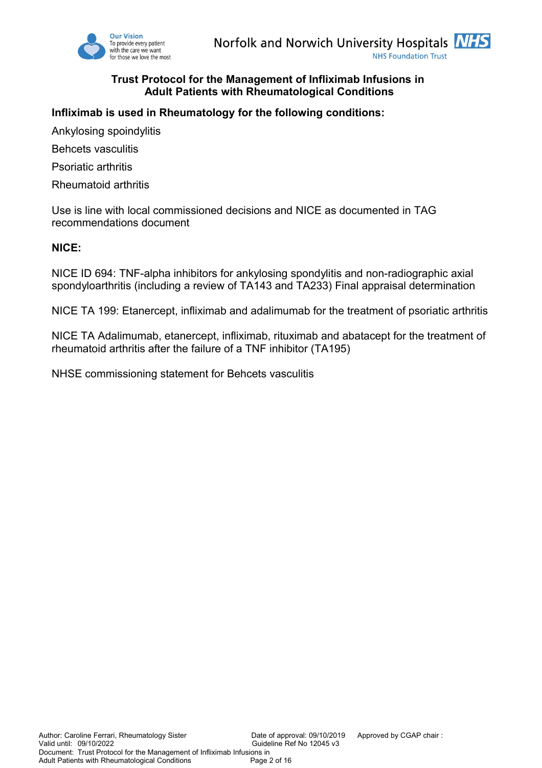**Trust Protocol for the Management of Infliximab Infusions in Adult Patients with Rheumatological Conditions**

**Infliximab is used in Rheumatology for the following conditions:**

Ankylosing spoindylitis

Behcets vasculitis

Psoriatic arthritis

Rheumatoid arthritis

Use is line with local commissioned decisions and NICE as documented in TAG recommendations document

**NICE:**

NICE ID 694: TNF-alpha inhibitors for ankylosing spondylitis and non-radiographic axial spondyloarthritis (including a review of TA143 and TA233) Final appraisal determination

NICE TA 199: Etanercept, infliximab and adalimumab for the treatment of psoriatic arthritis

NICE TA Adalimumab, etanercept, infliximab, rituximab and abatacept for the treatment of rheumatoid arthritis after the failure of a TNF inhibitor (TA195)

NHSE commissioning statement for Behcets vasculitis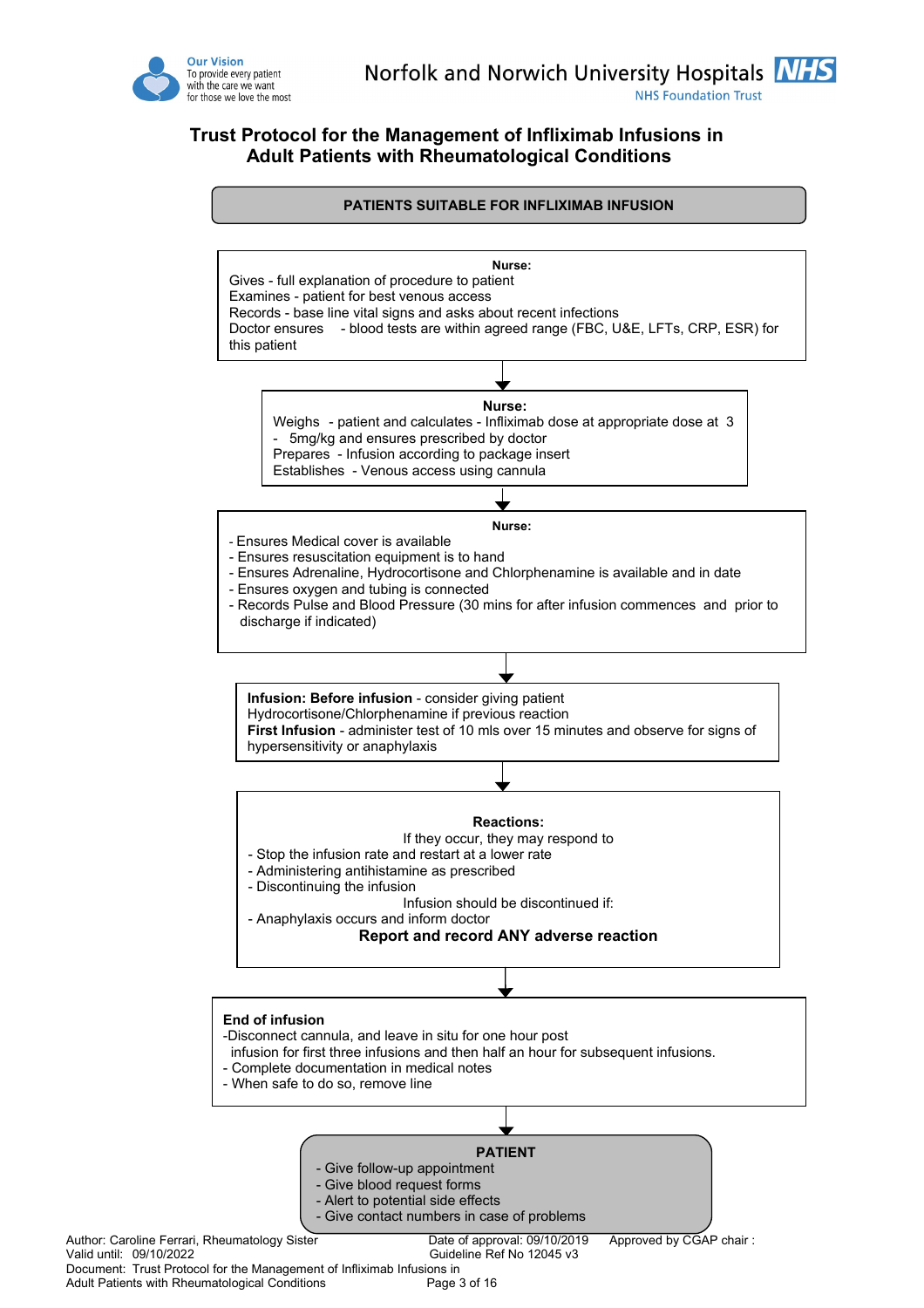# Trust Protocol for the Management of Infliximab Infusions in Adult Patients with Rheumatological Conditions

**PATIENTS SUITABLE FOR INFLIXIMAB INFUSION**

↓

**Nurse:**

Gives - full explanation of procedure to patient
Examines - patient for best venous access
Records - base line vital signs and asks about recent infections
Doctor ensures - blood tests are within agreed range (FBC, U&E, LFTs, CRP, ESR) for this patient

↓

**Nurse:**

Weighs - patient and calculates - Infliximab dose at appropriate dose at 3 - 5mg/kg and ensures prescribed by doctor
Prepares - Infusion according to package insert
Establishes - Venous access using cannula

↓

**Nurse:**

- Ensures Medical cover is available
- Ensures resuscitation equipment is to hand
- Ensures Adrenaline, Hydrocortisone and Chlorphenamine is available and in date
- Ensures oxygen and tubing is connected
- Records Pulse and Blood Pressure (30 mins for after infusion commences and prior to discharge if indicated)

↓

**Infusion: Before infusion** - consider giving patient Hydrocortisone/Chlorphenamine it if previous reaction
**First Infusion** - administer test of 10 mls over 15 minutes and observe for signs of hypersensitivity or anaphylaxis

↓

**Reactions:**

If they occur, they may respond to
- Stop the infusion rate and restart at a lower rate
- Administering antihistamine as prescribed
- Discontinuing the infusion

Infusion should be discontinued if:
- Anaphylaxis occurs and inform doctor

**Report and record ANY adverse reaction**

↓

**End of infusion**

- Disconnect cannula, and leave in situ for one hour post infusion for first three infusions and then half an hour for subsequent infusions.
- Complete documentation in medical notes
- When safe to do so, remove line

↓

**PATIENT**

- Give follow-up appointment
- Give blood request forms
- Alert to potential side effects
- Give contact numbers in case of problems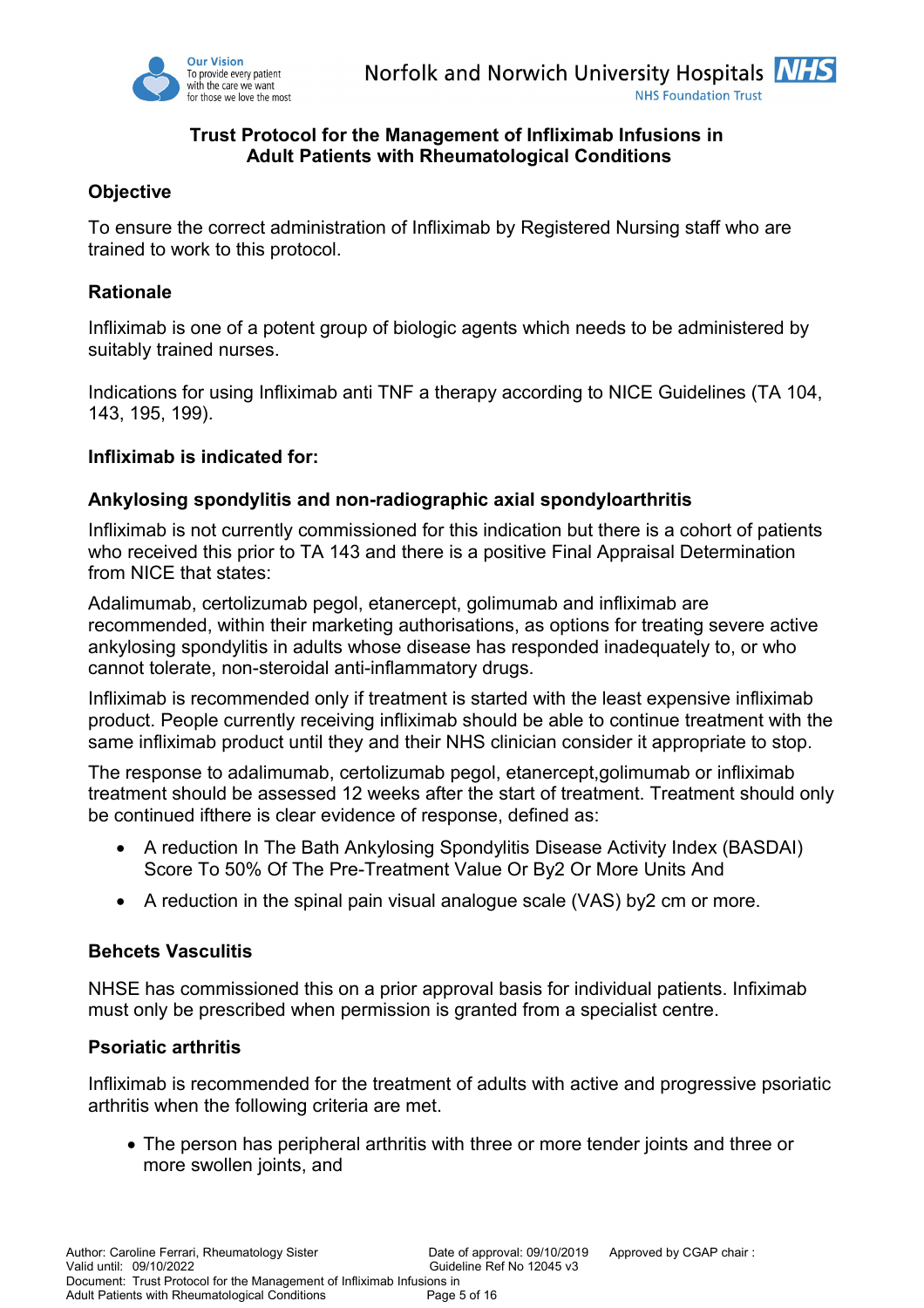**Trust Protocol for the Management of Infliximab Infusions in Adult Patients with Rheumatological Conditions**

## Objective

To ensure the correct administration of Infliximab by Registered Nursing staff who are trained to work to this protocol.

## Rationale

Infliximab is one of a potent group of biologic agents which needs to be administered by suitably trained nurses.

Indications for using Infliximab anti TNF a therapy according to NICE Guidelines (TA 104, 143, 195, 199).

**Infliximab is indicated for:**

### Ankylosing spondylitis and non-radiographic axial spondyloarthritis

Infliximab is not currently commissioned for this indication but there is a cohort of patients who received this prior to TA 143 and there is a positive Final Appraisal Determination from NICE that states:

Adalimumab, certolizumab pegol, etanercept, golimumab and infliximab are recommended, within their marketing authorisations, as options for treating severe active ankylosing spondylitis in adults whose disease has responded inadequately to, or who cannot tolerate, non-steroidal anti-inflammatory drugs.

Infliximab is recommended only if treatment is started with the least expensive infliximab product. People currently receiving infliximab should be able to continue treatment with the same infliximab product until they and their NHS clinician consider it appropriate to stop.

The response to adalimumab, certolizumab pegol, etanercept,golimumab or infliximab treatment should be assessed 12 weeks after the start of treatment. Treatment should only be continued ifthere is clear evidence of response, defined as:

- A reduction In The Bath Ankylosing Spondylitis Disease Activity Index (BASDAI) Score To 50% Of The Pre-Treatment Value Or By2 Or More Units And
- A reduction in the spinal pain visual analogue scale (VAS) by2 cm or more.

### Behcets Vasculitis

NHSE has commissioned this on a prior approval basis for individual patients. Infiximab must only be prescribed when permission is granted from a specialist centre.

### Psoriatic arthritis

Infliximab is recommended for the treatment of adults with active and progressive psoriatic arthritis when the following criteria are met.

- The person has peripheral arthritis with three or more tender joints and three or more swollen joints, and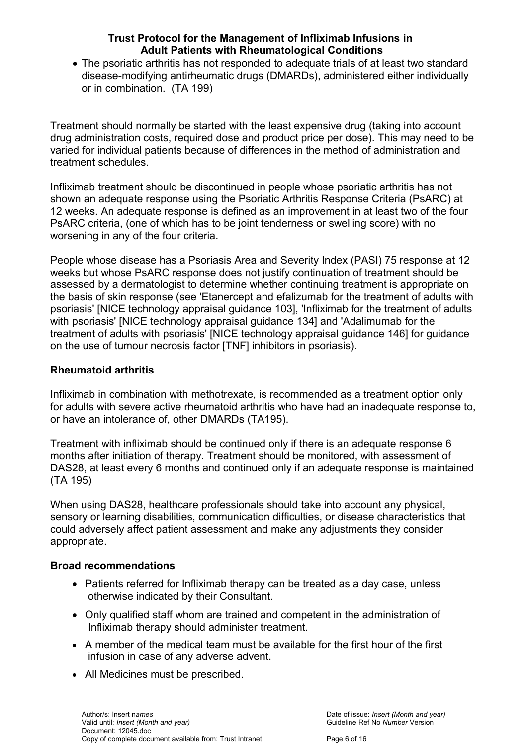- The psoriatic arthritis has not responded to adequate trials of at least two standard disease-modifying antirheumatic drugs (DMARDs), administered either individually or in combination. (TA 199)

Treatment should normally be started with the least expensive drug (taking into account drug administration costs, required dose and product price per dose). This may need to be varied for individual patients because of differences in the method of administration and treatment schedules.

Infliximab treatment should be discontinued in people whose psoriatic arthritis has not shown an adequate response using the Psoriatic Arthritis Response Criteria (PsARC) at 12 weeks. An adequate response is defined as an improvement in at least two of the four PsARC criteria, (one of which has to be joint tenderness or swelling score) with no worsening in any of the four criteria.

People whose disease has a Psoriasis Area and Severity Index (PASI) 75 response at 12 weeks but whose PsARC response does not justify continuation of treatment should be assessed by a dermatologist to determine whether continuing treatment is appropriate on the basis of skin response (see 'Etanercept and efalizumab for the treatment of adults with psoriasis' [NICE technology appraisal guidance 103], 'Infliximab for the treatment of adults with psoriasis' [NICE technology appraisal guidance 134] and 'Adalimumab for the treatment of adults with psoriasis' [NICE technology appraisal guidance 146] for guidance on the use of tumour necrosis factor [TNF] inhibitors in psoriasis).

**Rheumatoid arthritis**

Infliximab in combination with methotrexate, is recommended as a treatment option only for adults with severe active rheumatoid arthritis who have had an inadequate response to, or have an intolerance of, other DMARDs (TA195).

Treatment with infliximab should be continued only if there is an adequate response 6 months after initiation of therapy. Treatment should be monitored, with assessment of DAS28, at least every 6 months and continued only if an adequate response is maintained (TA 195)

When using DAS28, healthcare professionals should take into account any physical, sensory or learning disabilities, communication difficulties, or disease characteristics that could adversely affect patient assessment and make any adjustments they consider appropriate.

**Broad recommendations**

- Patients referred for Infliximab therapy can be treated as a day case, unless otherwise indicated by their Consultant.
- Only qualified staff whom are trained and competent in the administration of Infliximab therapy should administer treatment.
- A member of the medical team must be available for the first hour of the first infusion in case of any adverse advent.
- All Medicines must be prescribed.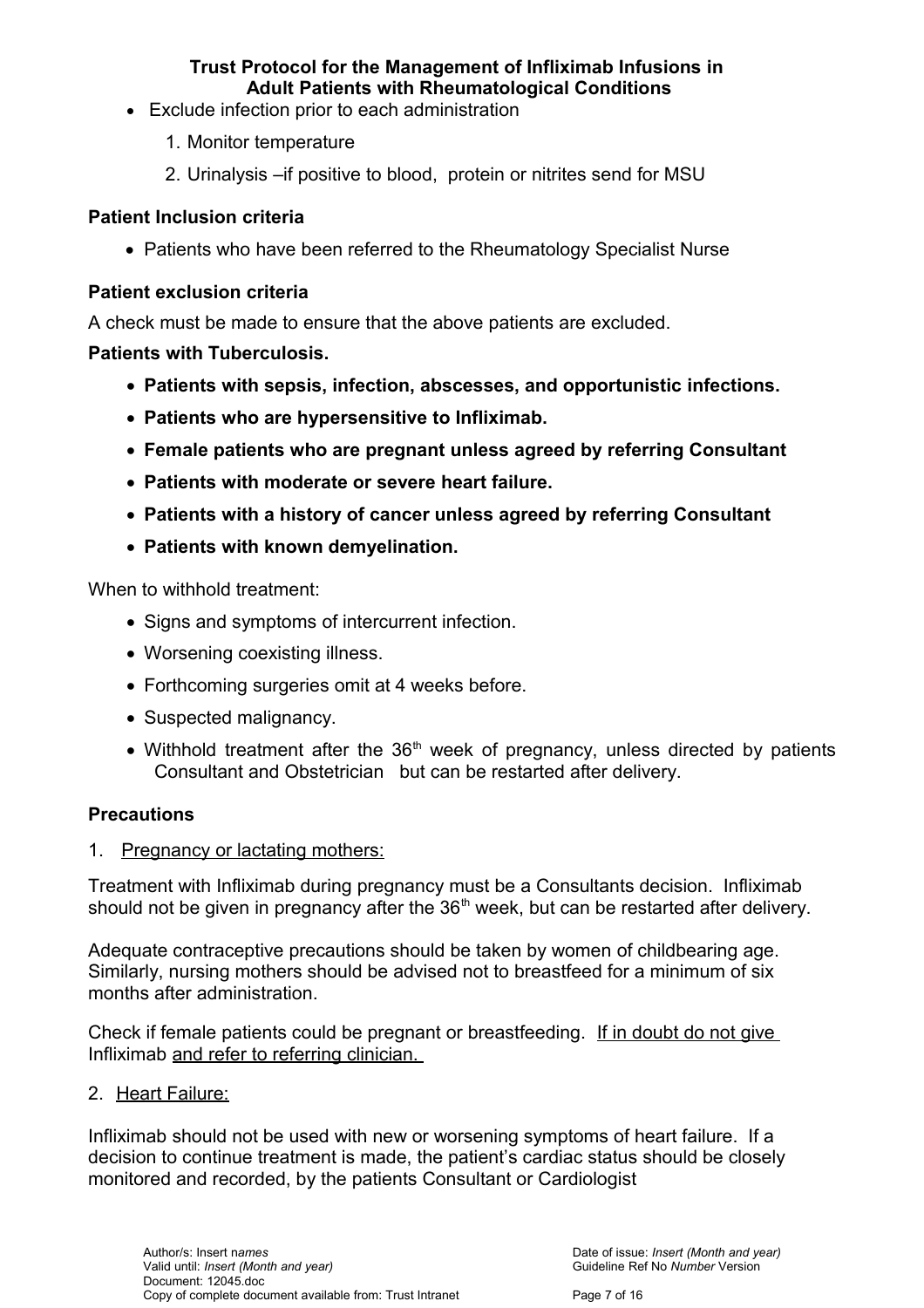- Exclude infection prior to each administration
    1. Monitor temperature
    2. Urinalysis –if positive to blood, protein or nitrites send for MSU

**Patient Inclusion criteria**

- Patients who have been referred to the Rheumatology Specialist Nurse

**Patient exclusion criteria**

A check must be made to ensure that the above patients are excluded.

**Patients with Tuberculosis.**

- **Patients with sepsis, infection, abscesses, and opportunistic infections.**
- **Patients who are hypersensitive to Infliximab.**
- **Female patients who are pregnant unless agreed by referring Consultant**
- **Patients with moderate or severe heart failure.**
- **Patients with a history of cancer unless agreed by referring Consultant**
- **Patients with known demyelination.**

When to withhold treatment:

- Signs and symptoms of intercurrent infection.
- Worsening coexisting illness.
- Forthcoming surgeries omit at 4 weeks before.
- Suspected malignancy.
- Withhold treatment after the 36th week of pregnancy, unless directed by patients Consultant and Obstetrician but can be restarted after delivery.

**Precautions**

1. Pregnancy or lactating mothers:

Treatment with Infliximab during pregnancy must be a Consultants decision. Infliximab should not be given in pregnancy after the 36th week, but can be restarted after delivery.

Adequate contraceptive precautions should be taken by women of childbearing age. Similarly, nursing mothers should be advised not to breastfeed for a minimum of six months after administration.

Check if female patients could be pregnant or breastfeeding. If in doubt do not give Infliximab and refer to referring clinician.

2. Heart Failure:

Infliximab should not be used with new or worsening symptoms of heart failure. If a decision to continue treatment is made, the patient's cardiac status should be closely monitored and recorded, by the patients Consultant or Cardiologist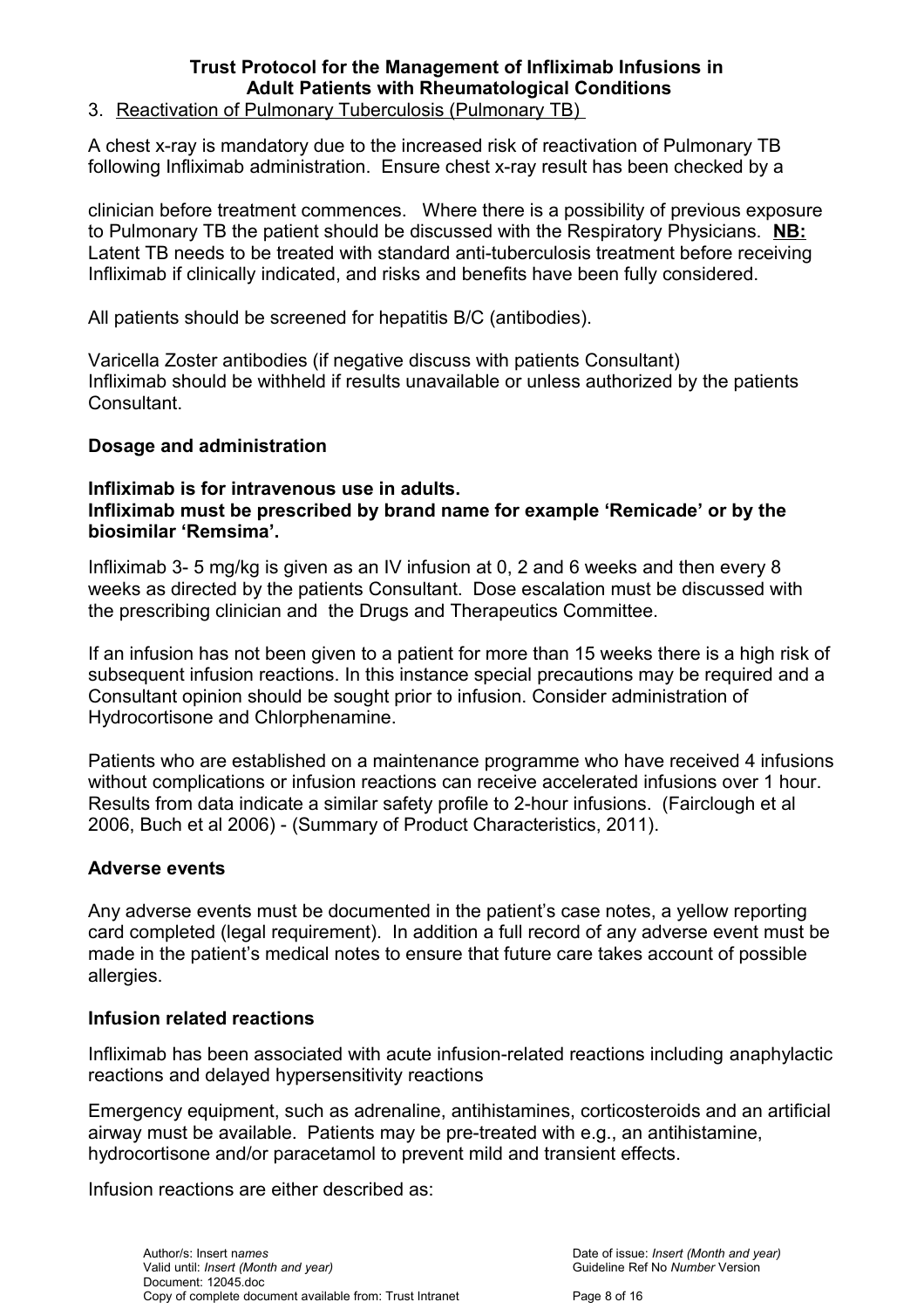3. Reactivation of Pulmonary Tuberculosis (Pulmonary TB)

A chest x-ray is mandatory due to the increased risk of reactivation of Pulmonary TB following Infliximab administration. Ensure chest x-ray result has been checked by a clinician before treatment commences. Where there is a possibility of previous exposure to Pulmonary TB the patient should be discussed with the Respiratory Physicians. **NB:** Latent TB needs to be treated with standard anti-tuberculosis treatment before receiving Infliximab if clinically indicated, and risks and benefits have been fully considered.

All patients should be screened for hepatitis B/C (antibodies).

Varicella Zoster antibodies (if negative discuss with patients Consultant)
Infliximab should be withheld if results unavailable or unless authorized by the patients Consultant.

### Dosage and administration

**Infliximab is for intravenous use in adults.**
**Infliximab must be prescribed by brand name for example 'Remicade' or by the biosimilar 'Remsima'.**

Infliximab 3- 5 mg/kg is given as an IV infusion at 0, 2 and 6 weeks and then every 8 weeks as directed by the patients Consultant. Dose escalation must be discussed with the prescribing clinician and the Drugs and Therapeutics Committee.

If an infusion has not been given to a patient for more than 15 weeks there is a high risk of subsequent infusion reactions. In this instance special precautions may be required and a Consultant opinion should be sought prior to infusion. Consider administration of Hydrocortisone and Chlorphenamine.

Patients who are established on a maintenance programme who have received 4 infusions without complications or infusion reactions can receive accelerated infusions over 1 hour. Results from data indicate a similar safety profile to 2-hour infusions. (Fairclough et al 2006, Buch et al 2006) - (Summary of Product Characteristics, 2011).

### Adverse events

Any adverse events must be documented in the patient's case notes, a yellow reporting card completed (legal requirement). In addition a full record of any adverse event must be made in the patient's medical notes to ensure that future care takes account of possible allergies.

### Infusion related reactions

Infliximab has been associated with acute infusion-related reactions including anaphylactic reactions and delayed hypersensitivity reactions

Emergency equipment, such as adrenaline, antihistamines, corticosteroids and an artificial airway must be available. Patients may be pre-treated with e.g., an antihistamine, hydrocortisone and/or paracetamol to prevent mild and transient effects.

Infusion reactions are either described as: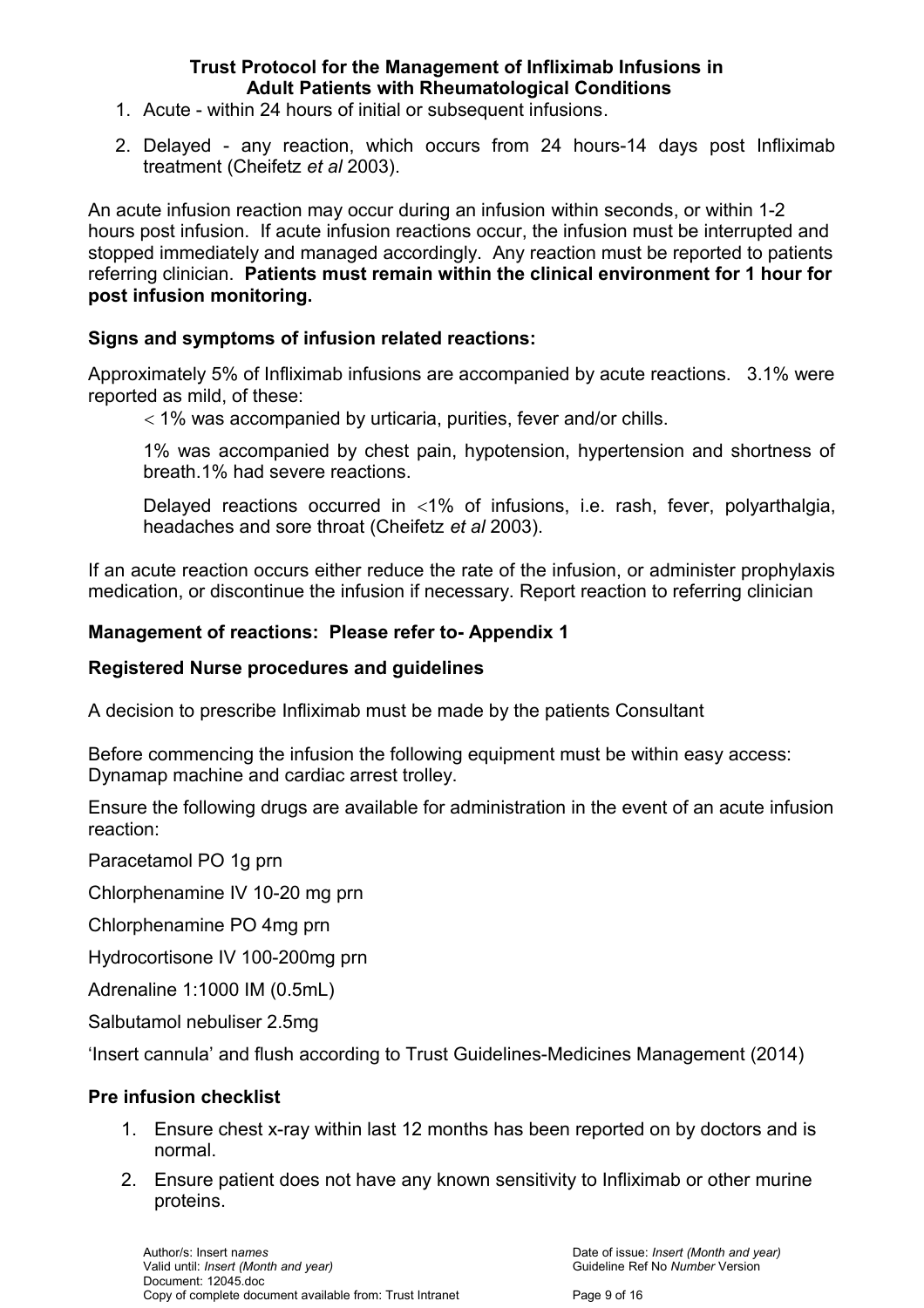1. Acute - within 24 hours of initial or subsequent infusions.
2. Delayed - any reaction, which occurs from 24 hours-14 days post Infliximab treatment (Cheifetz *et al* 2003).

An acute infusion reaction may occur during an infusion within seconds, or within 1-2 hours post infusion. If acute infusion reactions occur, the infusion must be interrupted and stopped immediately and managed accordingly. Any reaction must be reported to patients referring clinician. **Patients must remain within the clinical environment for 1 hour for post infusion monitoring.**

**Signs and symptoms of infusion related reactions:**

Approximately 5% of Infliximab infusions are accompanied by acute reactions. 3.1% were reported as mild, of these:

$<$ 1% was accompanied by urticaria, purities, fever and/or chills.

1% was accompanied by chest pain, hypotension, hypertension and shortness of breath.1% had severe reactions.

Delayed reactions occurred in $<$1% of infusions, i.e. rash, fever, polyarthalgia, headaches and sore throat (Cheifetz *et al* 2003).

If an acute reaction occurs either reduce the rate of the infusion, or administer prophylaxis medication, or discontinue the infusion if necessary. Report reaction to referring clinician

**Management of reactions: Please refer to- Appendix 1**

**Registered Nurse procedures and guidelines**

A decision to prescribe Infliximab must be made by the patients Consultant

Before commencing the infusion the following equipment must be within easy access: Dynamap machine and cardiac arrest trolley.

Ensure the following drugs are available for administration in the event of an acute infusion reaction:

Paracetamol PO 1g prn

Chlorphenamine IV 10-20 mg prn

Chlorphenamine PO 4mg prn

Hydrocortisone IV 100-200mg prn

Adrenaline 1:1000 IM (0.5mL)

Salbutamol nebuliser 2.5mg

'Insert cannula' and flush according to Trust Guidelines-Medicines Management (2014)

**Pre infusion checklist**

1. Ensure chest x-ray within last 12 months has been reported on by doctors and is normal.
2. Ensure patient does not have any known sensitivity to Infliximab or other murine proteins.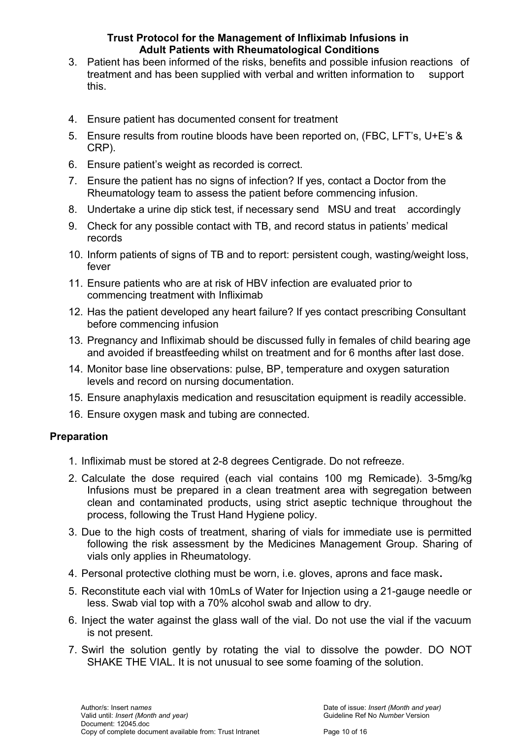3. Patient has been informed of the risks, benefits and possible infusion reactions of treatment and has been supplied with verbal and written information to support this.

4. Ensure patient has documented consent for treatment
5. Ensure results from routine bloods have been reported on, (FBC, LFT's, U+E's & CRP).
6. Ensure patient's weight as recorded is correct.
7. Ensure the patient has no signs of infection? If yes, contact a Doctor from the Rheumatology team to assess the patient before commencing infusion.
8. Undertake a urine dip stick test, if necessary send MSU and treat accordingly
9. Check for any possible contact with TB, and record status in patients' medical records
10. Inform patients of signs of TB and to report: persistent cough, wasting/weight loss, fever
11. Ensure patients who are at risk of HBV infection are evaluated prior to commencing treatment with Infliximab
12. Has the patient developed any heart failure? If yes contact prescribing Consultant before commencing infusion
13. Pregnancy and Infliximab should be discussed fully in females of child bearing age and avoided if breastfeeding whilst on treatment and for 6 months after last dose.
14. Monitor base line observations: pulse, BP, temperature and oxygen saturation levels and record on nursing documentation.
15. Ensure anaphylaxis medication and resuscitation equipment is readily accessible.
16. Ensure oxygen mask and tubing are connected.

**Preparation**

1. Infliximab must be stored at 2-8 degrees Centigrade. Do not refreeze.
2. Calculate the dose required (each vial contains 100 mg Remicade). 3-5mg/kg Infusions must be prepared in a clean treatment area with segregation between clean and contaminated products, using strict aseptic technique throughout the process, following the Trust Hand Hygiene policy.
3. Due to the high costs of treatment, sharing of vials for immediate use is permitted following the risk assessment by the Medicines Management Group. Sharing of vials only applies in Rheumatology.
4. Personal protective clothing must be worn, i.e. gloves, aprons and face mask**.**
5. Reconstitute each vial with 10mLs of Water for Injection using a 21-gauge needle or less. Swab vial top with a 70% alcohol swab and allow to dry.
6. Inject the water against the glass wall of the vial. Do not use the vial if the vacuum is not present.
7. Swirl the solution gently by rotating the vial to dissolve the powder. DO NOT SHAKE THE VIAL. It is not unusual to see some foaming of the solution.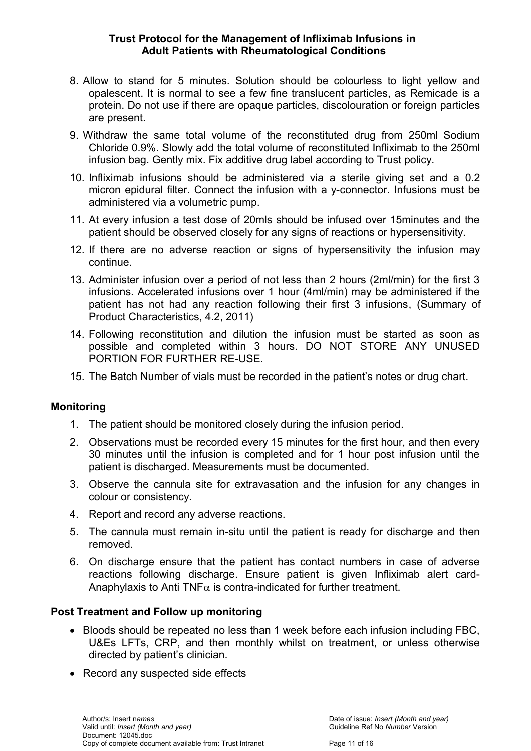8. Allow to stand for 5 minutes. Solution should be colourless to light yellow and opalescent. It is normal to see a few fine translucent particles, as Remicade is a protein. Do not use if there are opaque particles, discolouration or foreign particles are present.
9. Withdraw the same total volume of the reconstituted drug from 250ml Sodium Chloride 0.9%. Slowly add the total volume of reconstituted Infliximab to the 250ml infusion bag. Gently mix. Fix additive drug label according to Trust policy.
10. Infliximab infusions should be administered via a sterile giving set and a 0.2 micron epidural filter. Connect the infusion with a y-connector. Infusions must be administered via a volumetric pump.
11. At every infusion a test dose of 20mls should be infused over 15minutes and the patient should be observed closely for any signs of reactions or hypersensitivity.
12. If there are no adverse reaction or signs of hypersensitivity the infusion may continue.
13. Administer infusion over a period of not less than 2 hours (2ml/min) for the first 3 infusions. Accelerated infusions over 1 hour (4ml/min) may be administered if the patient has not had any reaction following their first 3 infusions, (Summary of Product Characteristics, 4.2, 2011)
14. Following reconstitution and dilution the infusion must be started as soon as possible and completed within 3 hours. DO NOT STORE ANY UNUSED PORTION FOR FURTHER RE-USE.
15. The Batch Number of vials must be recorded in the patient's notes or drug chart.

## Monitoring

1. The patient should be monitored closely during the infusion period.
2. Observations must be recorded every 15 minutes for the first hour, and then every 30 minutes until the infusion is completed and for 1 hour post infusion until the patient is discharged. Measurements must be documented.
3. Observe the cannula site for extravasation and the infusion for any changes in colour or consistency.
4. Report and record any adverse reactions.
5. The cannula must remain in-situ until the patient is ready for discharge and then removed.
6. On discharge ensure that the patient has contact numbers in case of adverse reactions following discharge. Ensure patient is given Infliximab alert card- Anaphylaxis to Anti TNF$\alpha$ is contra-indicated for further treatment.

## Post Treatment and Follow up monitoring

- Bloods should be repeated no less than 1 week before each infusion including FBC, U&Es LFTs, CRP, and then monthly whilst on treatment, or unless otherwise directed by patient's clinician.
- Record any suspected side effects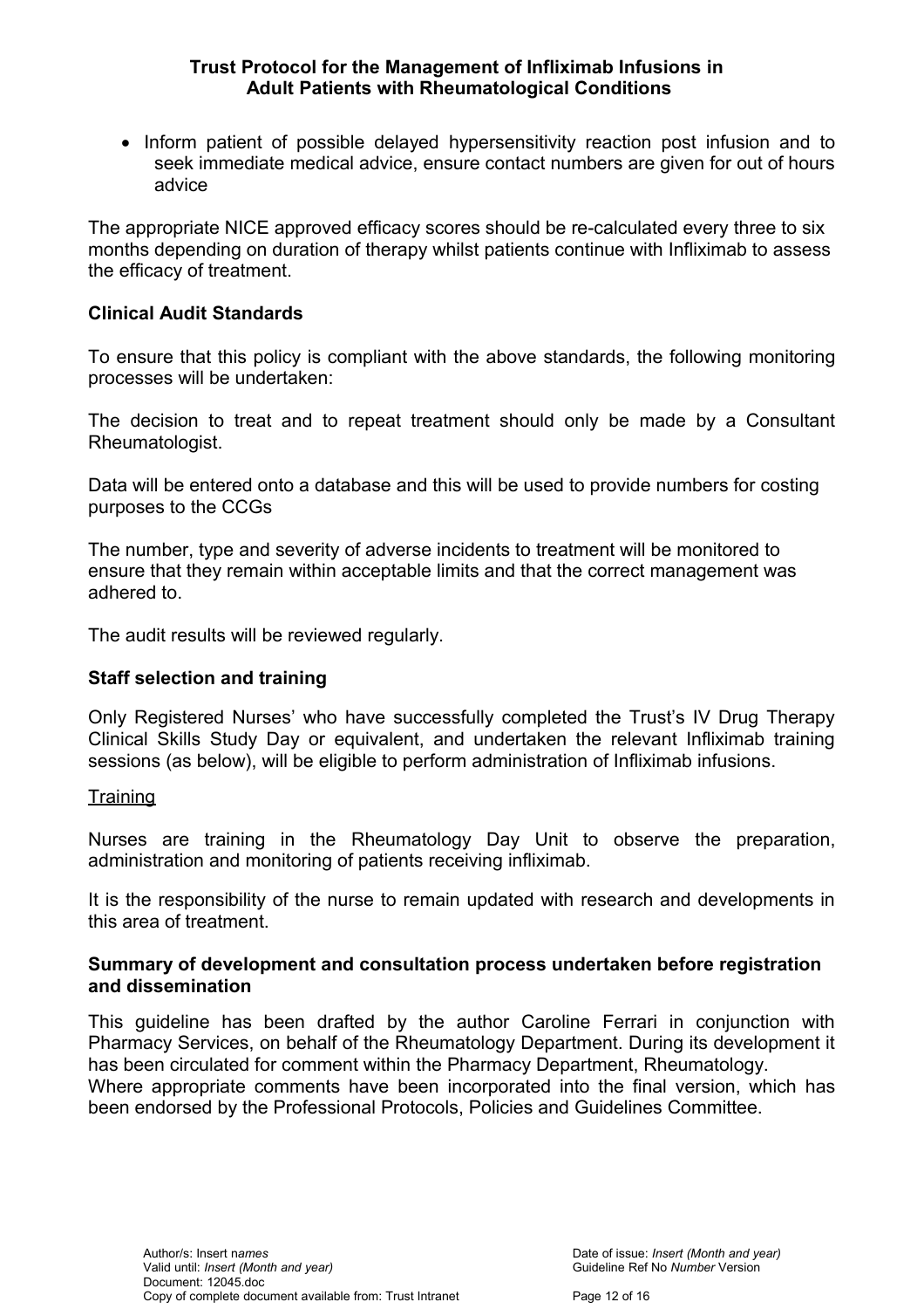- Inform patient of possible delayed hypersensitivity reaction post infusion and to seek immediate medical advice, ensure contact numbers are given for out of hours advice

The appropriate NICE approved efficacy scores should be re-calculated every three to six months depending on duration of therapy whilst patients continue with Infliximab to assess the efficacy of treatment.

### Clinical Audit Standards

To ensure that this policy is compliant with the above standards, the following monitoring processes will be undertaken:

The decision to treat and to repeat treatment should only be made by a Consultant Rheumatologist.

Data will be entered onto a database and this will be used to provide numbers for costing purposes to the CCGs

The number, type and severity of adverse incidents to treatment will be monitored to ensure that they remain within acceptable limits and that the correct management was adhered to.

The audit results will be reviewed regularly.

### Staff selection and training

Only Registered Nurses' who have successfully completed the Trust's IV Drug Therapy Clinical Skills Study Day or equivalent, and undertaken the relevant Infliximab training sessions (as below), will be eligible to perform administration of Infliximab infusions.

<u>Training</u>

Nurses are training in the Rheumatology Day Unit to observe the preparation, administration and monitoring of patients receiving infliximab.

It is the responsibility of the nurse to remain updated with research and developments in this area of treatment.

### Summary of development and consultation process undertaken before registration and dissemination

This guideline has been drafted by the author Caroline Ferrari in conjunction with Pharmacy Services, on behalf of the Rheumatology Department. During its development it has been circulated for comment within the Pharmacy Department, Rheumatology.
Where appropriate comments have been incorporated into the final version, which has been endorsed by the Professional Protocols, Policies and Guidelines Committee.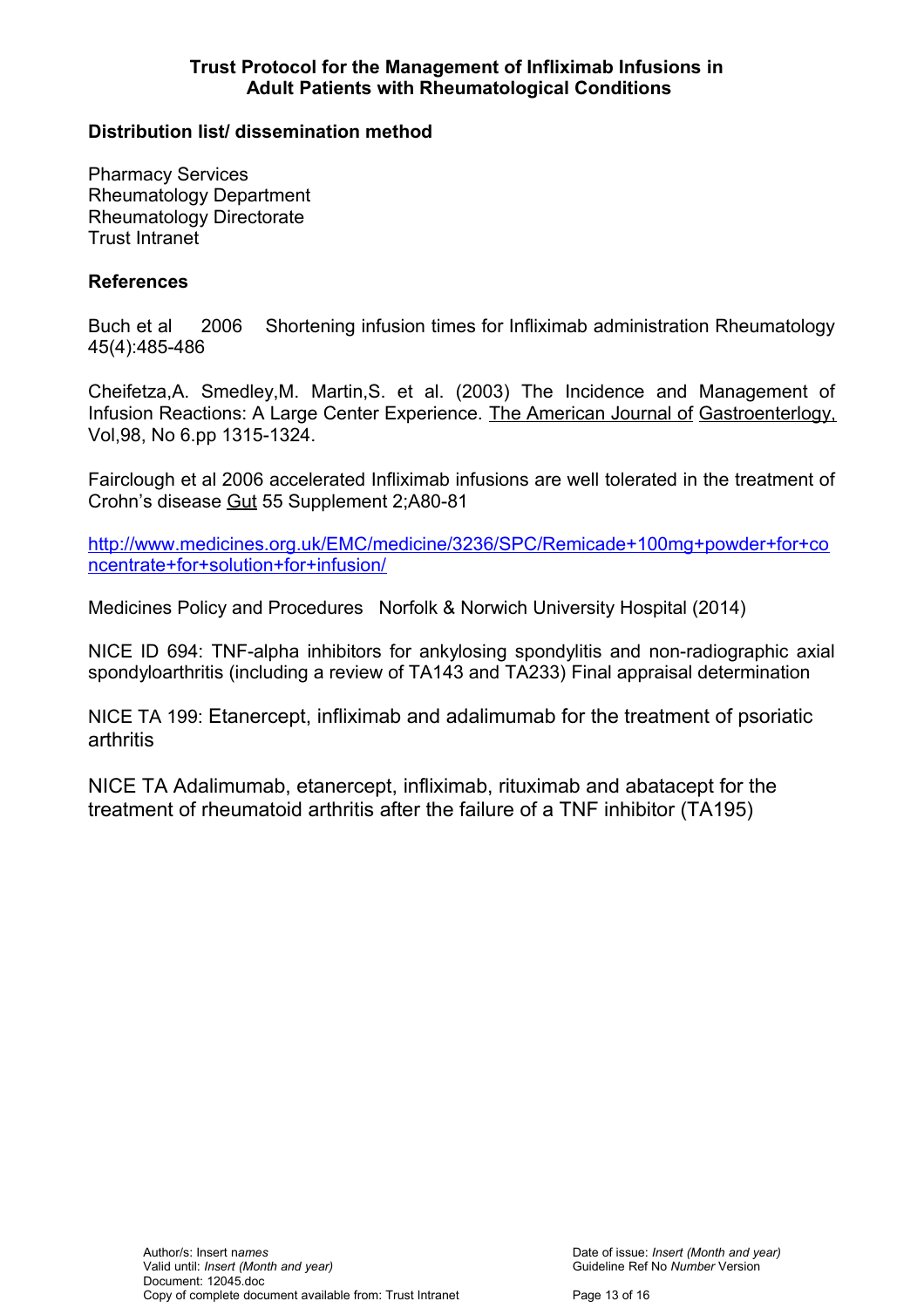**Trust Protocol for the Management of Infliximab Infusions in Adult Patients with Rheumatological Conditions**

**Distribution list/ dissemination method**

Pharmacy Services
Rheumatology Department
Rheumatology Directorate
Trust Intranet

**References**

Buch et al 2006 Shortening infusion times for Infliximab administration Rheumatology 45(4):485-486

Cheifetza,A. Smedley,M. Martin,S. et al. (2003) The Incidence and Management of Infusion Reactions: A Large Center Experience. The American Journal of Gastroenterlogy, Vol,98, No 6.pp 1315-1324.

Fairclough et al 2006 accelerated Infliximab infusions are well tolerated in the treatment of Crohn's disease Gut 55 Supplement 2;A80-81

http://www.medicines.org.uk/EMC/medicine/3236/SPC/Remicade+100mg+powder+for+concentrate+for+solution+for+infusion/

Medicines Policy and Procedures Norfolk & Norwich University Hospital (2014)

NICE ID 694: TNF-alpha inhibitors for ankylosing spondylitis and non-radiographic axial spondyloarthritis (including a review of TA143 and TA233) Final appraisal determination

NICE TA 199: Etanercept, infliximab and adalimumab for the treatment of psoriatic arthritis

NICE TA Adalimumab, etanercept, infliximab, rituximab and abatacept for the treatment of rheumatoid arthritis after the failure of a TNF inhibitor (TA195)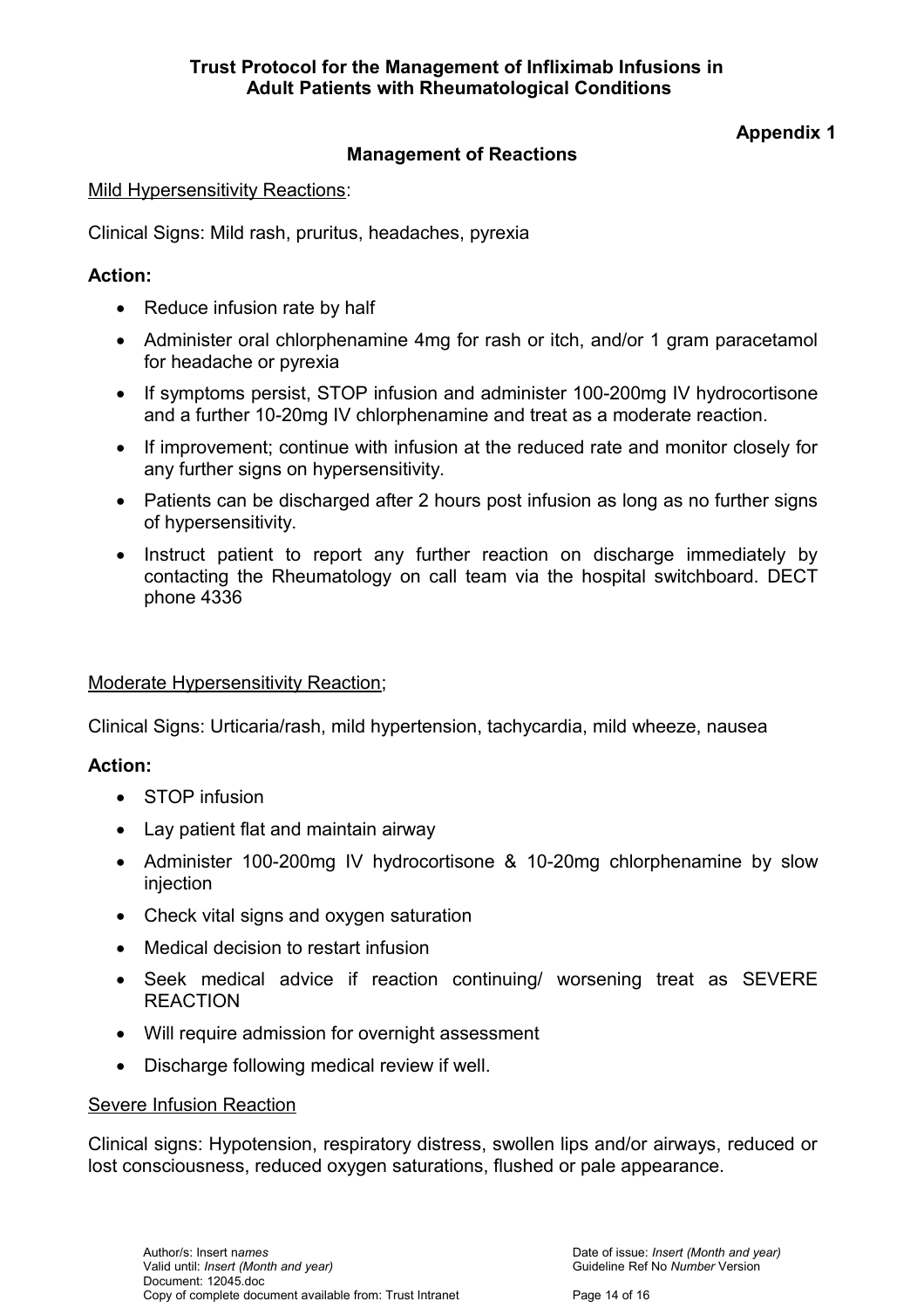**Appendix 1**

## Management of Reactions

Mild Hypersensitivity Reactions:

Clinical Signs: Mild rash, pruritus, headaches, pyrexia

**Action:**

- Reduce infusion rate by half
- Administer oral chlorphenamine 4mg for rash or itch, and/or 1 gram paracetamol for headache or pyrexia
- If symptoms persist, STOP infusion and administer 100-200mg IV hydrocortisone and a further 10-20mg IV chlorphenamine and treat as a moderate reaction.
- If improvement; continue with infusion at the reduced rate and monitor closely for any further signs on hypersensitivity.
- Patients can be discharged after 2 hours post infusion as long as no further signs of hypersensitivity.
- Instruct patient to report any further reaction on discharge immediately by contacting the Rheumatology on call team via the hospital switchboard. DECT phone 4336

Moderate Hypersensitivity Reaction;

Clinical Signs: Urticaria/rash, mild hypertension, tachycardia, mild wheeze, nausea

**Action:**

- STOP infusion
- Lay patient flat and maintain airway
- Administer 100-200mg IV hydrocortisone & 10-20mg chlorphenamine by slow injection
- Check vital signs and oxygen saturation
- Medical decision to restart infusion
- Seek medical advice if reaction continuing/ worsening treat as SEVERE REACTION
- Will require admission for overnight assessment
- Discharge following medical review if well.

Severe Infusion Reaction

Clinical signs: Hypotension, respiratory distress, swollen lips and/or airways, reduced or lost consciousness, reduced oxygen saturations, flushed or pale appearance.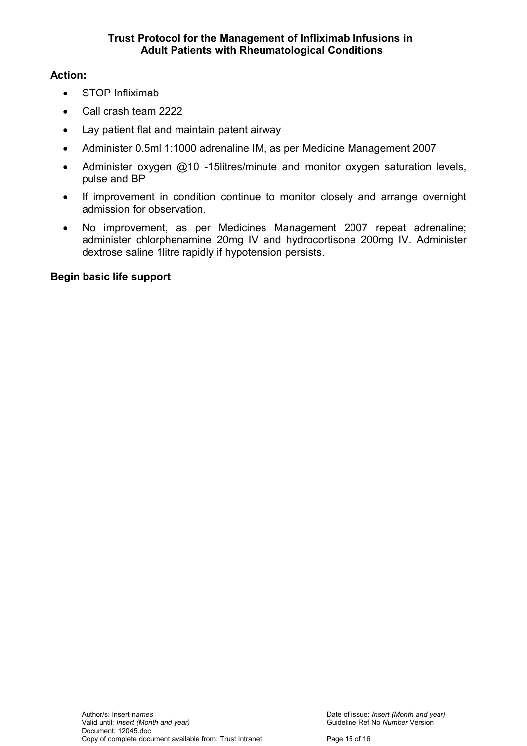**Action:**

- STOP Infliximab
- Call crash team 2222
- Lay patient flat and maintain patent airway
- Administer 0.5ml 1:1000 adrenaline IM, as per Medicine Management 2007
- Administer oxygen @10 -15litres/minute and monitor oxygen saturation levels, pulse and BP
- If improvement in condition continue to monitor closely and arrange overnight admission for observation.
- No improvement, as per Medicines Management 2007 repeat adrenaline; administer chlorphenamine 20mg IV and hydrocortisone 200mg IV. Administer dextrose saline 1litre rapidly if hypotension persists.

**<u>Begin basic life support</u>**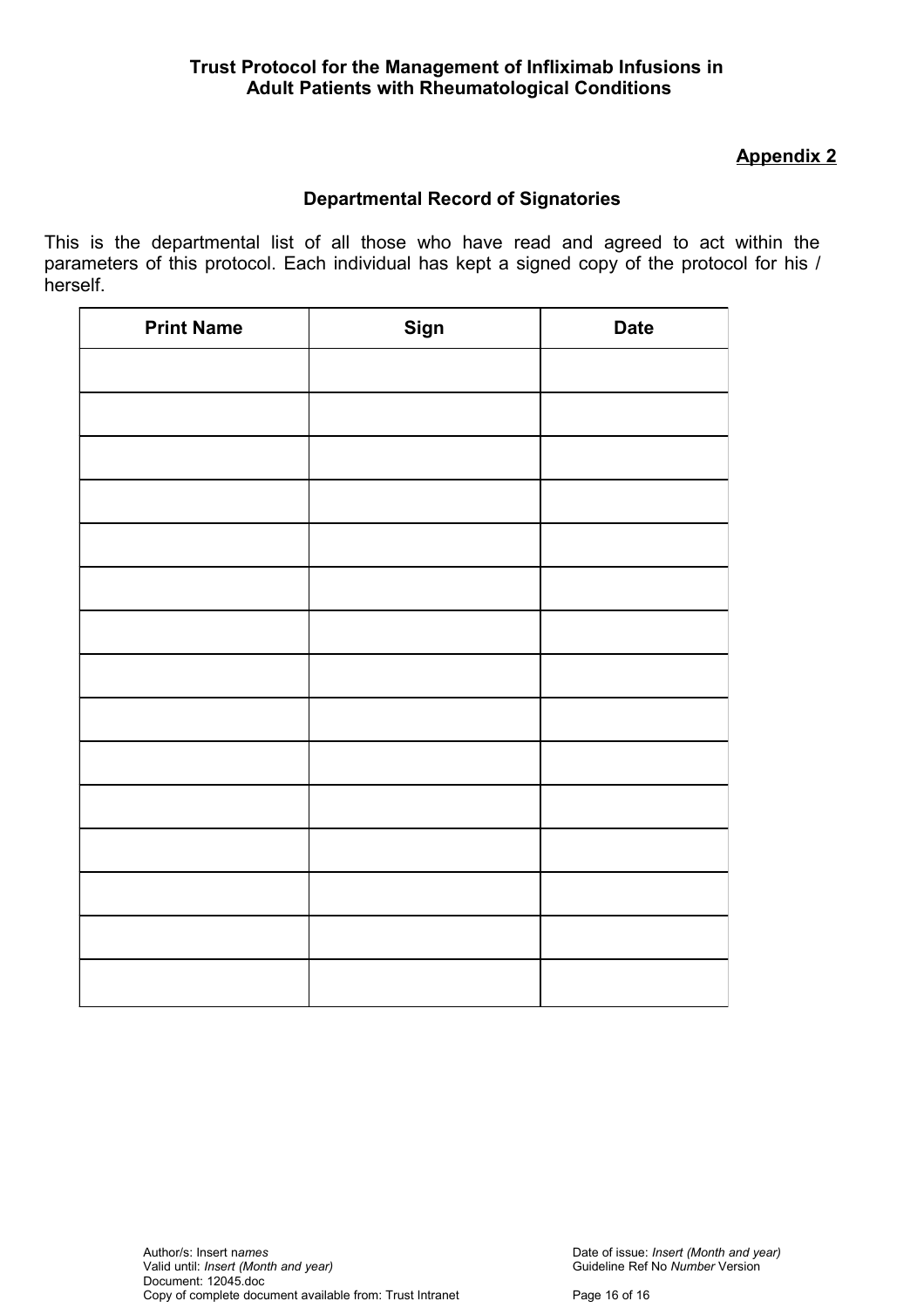**Appendix 2**

## Departmental Record of Signatories

This is the departmental list of all those who have read and agreed to act within the parameters of this protocol. Each individual has kept a signed copy of the protocol for his / herself.

| Print Name | Sign | Date |
|---|---|---|
| | | |
| | | |
| | | |
| | | |
| | | |
| | | |
| | | |
| | | |
| | | |
| | | |
| | | |
| | | |
| | | |
| | | |
| | | |